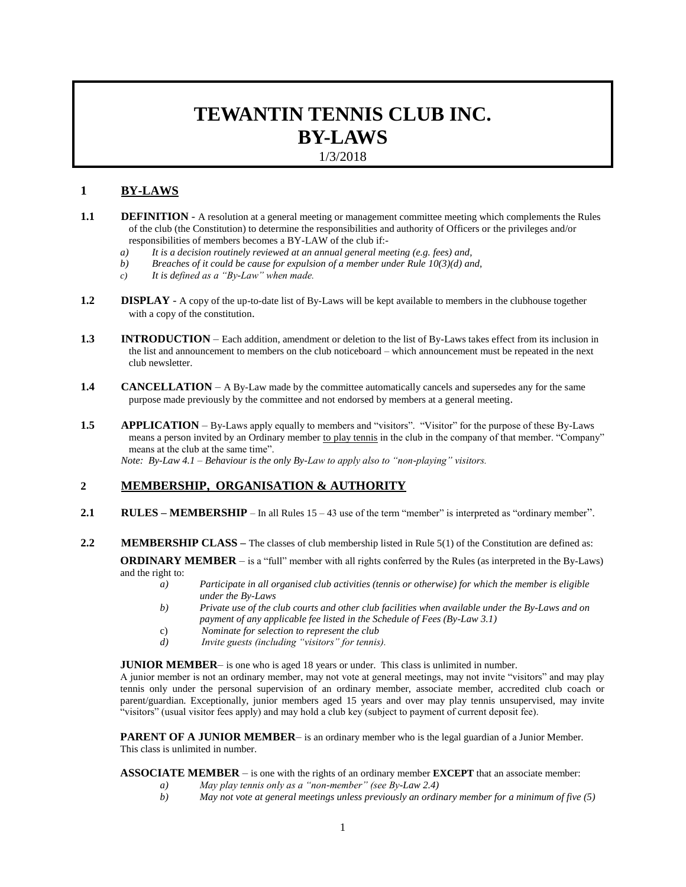# TEWANTIN TENNIS CLUB INC.
# BY-LAWS

1/3/2018

## 1 BY-LAWS

**1.1 DEFINITION** - A resolution at a general meeting or management committee meeting which complements the Rules of the club (the Constitution) to determine the responsibilities and authority of Officers or the privileges and/or responsibilities of members becomes a BY-LAW of the club if:-

*a) It is a decision routinely reviewed at an annual general meeting (e.g. fees) and,*
*b) Breaches of it could be cause for expulsion of a member under Rule 10(3)(d) and,*
*c) It is defined as a "By-Law" when made.*

**1.2 DISPLAY** - A copy of the up-to-date list of By-Laws will be kept available to members in the clubhouse together with a copy of the constitution.

**1.3 INTRODUCTION** – Each addition, amendment or deletion to the list of By-Laws takes effect from its inclusion in the list and announcement to members on the club noticeboard – which announcement must be repeated in the next club newsletter.

**1.4 CANCELLATION** – A By-Law made by the committee automatically cancels and supersedes any for the same purpose made previously by the committee and not endorsed by members at a general meeting.

**1.5 APPLICATION** – By-Laws apply equally to members and "visitors". "Visitor" for the purpose of these By-Laws means a person invited by an Ordinary member to play tennis in the club in the company of that member. "Company" means at the club at the same time".

*Note: By-Law 4.1 – Behaviour is the only By-Law to apply also to "non-playing" visitors.*

## 2 MEMBERSHIP, ORGANISATION & AUTHORITY

**2.1 RULES – MEMBERSHIP** – In all Rules 15 – 43 use of the term "member" is interpreted as "ordinary member".

**2.2 MEMBERSHIP CLASS –** The classes of club membership listed in Rule 5(1) of the Constitution are defined as:

**ORDINARY MEMBER** – is a "full" member with all rights conferred by the Rules (as interpreted in the By-Laws) and the right to:

*a) Participate in all organised club activities (tennis or otherwise) for which the member is eligible under the By-Laws*
*b) Private use of the club courts and other club facilities when available under the By-Laws and on payment of any applicable fee listed in the Schedule of Fees (By-Law 3.1)*
c) *Nominate for selection to represent the club*
*d) Invite guests (including "visitors" for tennis).*

**JUNIOR MEMBER**– is one who is aged 18 years or under. This class is unlimited in number.
A junior member is not an ordinary member, may not vote at general meetings, may not invite "visitors" and may play tennis only under the personal supervision of an ordinary member, associate member, accredited club coach or parent/guardian. Exceptionally, junior members aged 15 years and over may play tennis unsupervised, may invite "visitors" (usual visitor fees apply) and may hold a club key (subject to payment of current deposit fee).

**PARENT OF A JUNIOR MEMBER**– is an ordinary member who is the legal guardian of a Junior Member. This class is unlimited in number.

**ASSOCIATE MEMBER** – is one with the rights of an ordinary member **EXCEPT** that an associate member:

*a) May play tennis only as a "non-member" (see By-Law 2.4)*
*b) May not vote at general meetings unless previously an ordinary member for a minimum of five (5)*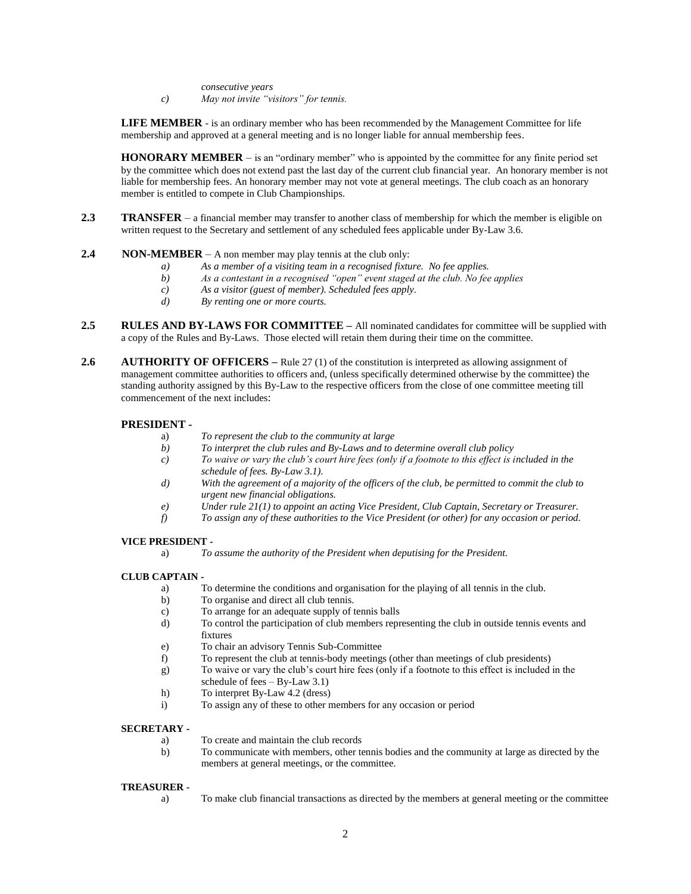*consecutive years*

c) *May not invite "visitors" for tennis.*

**LIFE MEMBER** - is an ordinary member who has been recommended by the Management Committee for life membership and approved at a general meeting and is no longer liable for annual membership fees.

**HONORARY MEMBER** – is an "ordinary member" who is appointed by the committee for any finite period set by the committee which does not extend past the last day of the current club financial year. An honorary member is not liable for membership fees. An honorary member may not vote at general meetings. The club coach as an honorary member is entitled to compete in Club Championships.

**2.3 TRANSFER** – a financial member may transfer to another class of membership for which the member is eligible on written request to the Secretary and settlement of any scheduled fees applicable under By-Law 3.6.

**2.4 NON-MEMBER** – A non member may play tennis at the club only:

a) *As a member of a visiting team in a recognised fixture. No fee applies.*
b) *As a contestant in a recognised "open" event staged at the club. No fee applies*
c) *As a visitor (guest of member). Scheduled fees apply.*
d) *By renting one or more courts.*

**2.5 RULES AND BY-LAWS FOR COMMITTEE –** All nominated candidates for committee will be supplied with a copy of the Rules and By-Laws. Those elected will retain them during their time on the committee.

**2.6 AUTHORITY OF OFFICERS –** Rule 27 (1) of the constitution is interpreted as allowing assignment of management committee authorities to officers and, (unless specifically determined otherwise by the committee) the standing authority assigned by this By-Law to the respective officers from the close of one committee meeting till commencement of the next includes:

**PRESIDENT -**

a) *To represent the club to the community at large*
b) *To interpret the club rules and By-Laws and to determine overall club policy*
c) *To waive or vary the club's court hire fees (only if a footnote to this effect is included in the schedule of fees. By-Law 3.1).*
d) *With the agreement of a majority of the officers of the club, be permitted to commit the club to urgent new financial obligations.*
e) *Under rule 21(1) to appoint an acting Vice President, Club Captain, Secretary or Treasurer.*
f) *To assign any of these authorities to the Vice President (or other) for any occasion or period.*

**VICE PRESIDENT -**

a) *To assume the authority of the President when deputising for the President.*

**CLUB CAPTAIN -**

a) To determine the conditions and organisation for the playing of all tennis in the club.
b) To organise and direct all club tennis.
c) To arrange for an adequate supply of tennis balls
d) To control the participation of club members representing the club in outside tennis events and fixtures
e) To chair an advisory Tennis Sub-Committee
f) To represent the club at tennis-body meetings (other than meetings of club presidents)
g) To waive or vary the club's court hire fees (only if a footnote to this effect is included in the schedule of fees – By-Law 3.1)
h) To interpret By-Law 4.2 (dress)
i) To assign any of these to other members for any occasion or period

**SECRETARY -**

a) To create and maintain the club records
b) To communicate with members, other tennis bodies and the community at large as directed by the members at general meetings, or the committee.

**TREASURER -**

a) To make club financial transactions as directed by the members at general meeting or the committee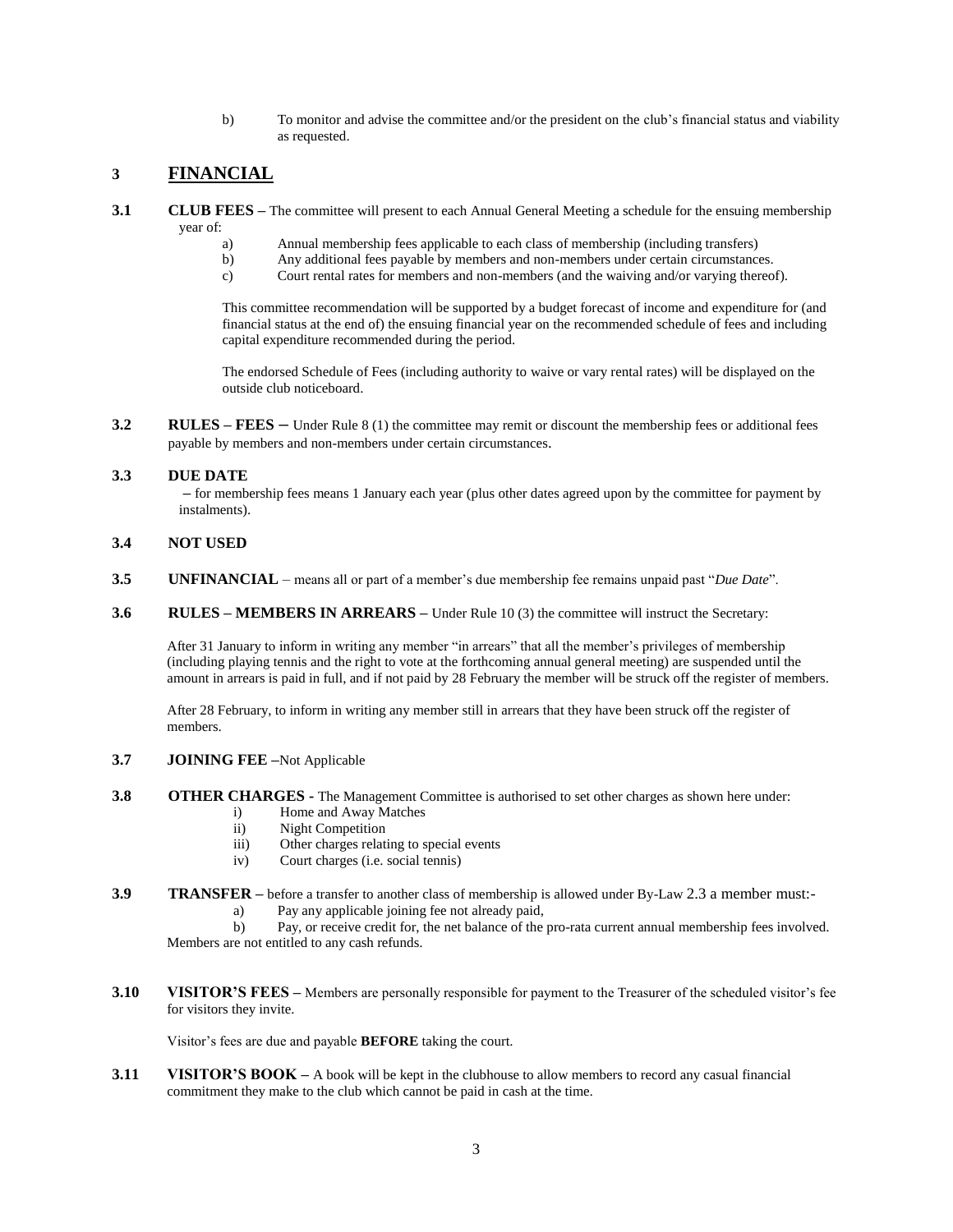b) To monitor and advise the committee and/or the president on the club's financial status and viability as requested.

## 3 FINANCIAL

**3.1 CLUB FEES –** The committee will present to each Annual General Meeting a schedule for the ensuing membership year of:

a) Annual membership fees applicable to each class of membership (including transfers)
b) Any additional fees payable by members and non-members under certain circumstances.
c) Court rental rates for members and non-members (and the waiving and/or varying thereof).

This committee recommendation will be supported by a budget forecast of income and expenditure for (and financial status at the end of) the ensuing financial year on the recommended schedule of fees and including capital expenditure recommended during the period.

The endorsed Schedule of Fees (including authority to waive or vary rental rates) will be displayed on the outside club noticeboard.

**3.2 RULES – FEES –** Under Rule 8 (1) the committee may remit or discount the membership fees or additional fees payable by members and non-members under certain circumstances.

**3.3 DUE DATE**

– for membership fees means 1 January each year (plus other dates agreed upon by the committee for payment by instalments).

**3.4 NOT USED**

**3.5 UNFINANCIAL** – means all or part of a member's due membership fee remains unpaid past "*Due Date*".

**3.6 RULES – MEMBERS IN ARREARS –** Under Rule 10 (3) the committee will instruct the Secretary:

After 31 January to inform in writing any member "in arrears" that all the member's privileges of membership (including playing tennis and the right to vote at the forthcoming annual general meeting) are suspended until the amount in arrears is paid in full, and if not paid by 28 February the member will be struck off the register of members.

After 28 February, to inform in writing any member still in arrears that they have been struck off the register of members.

**3.7 JOINING FEE –**Not Applicable

**3.8 OTHER CHARGES -** The Management Committee is authorised to set other charges as shown here under:

i) Home and Away Matches
ii) Night Competition
iii) Other charges relating to special events
iv) Court charges (i.e. social tennis)

**3.9 TRANSFER –** before a transfer to another class of membership is allowed under By-Law 2.3 a member must:-

a) Pay any applicable joining fee not already paid,
b) Pay, or receive credit for, the net balance of the pro-rata current annual membership fees involved.

Members are not entitled to any cash refunds.

**3.10 VISITOR'S FEES –** Members are personally responsible for payment to the Treasurer of the scheduled visitor's fee for visitors they invite.

Visitor's fees are due and payable **BEFORE** taking the court.

**3.11 VISITOR'S BOOK –** A book will be kept in the clubhouse to allow members to record any casual financial commitment they make to the club which cannot be paid in cash at the time.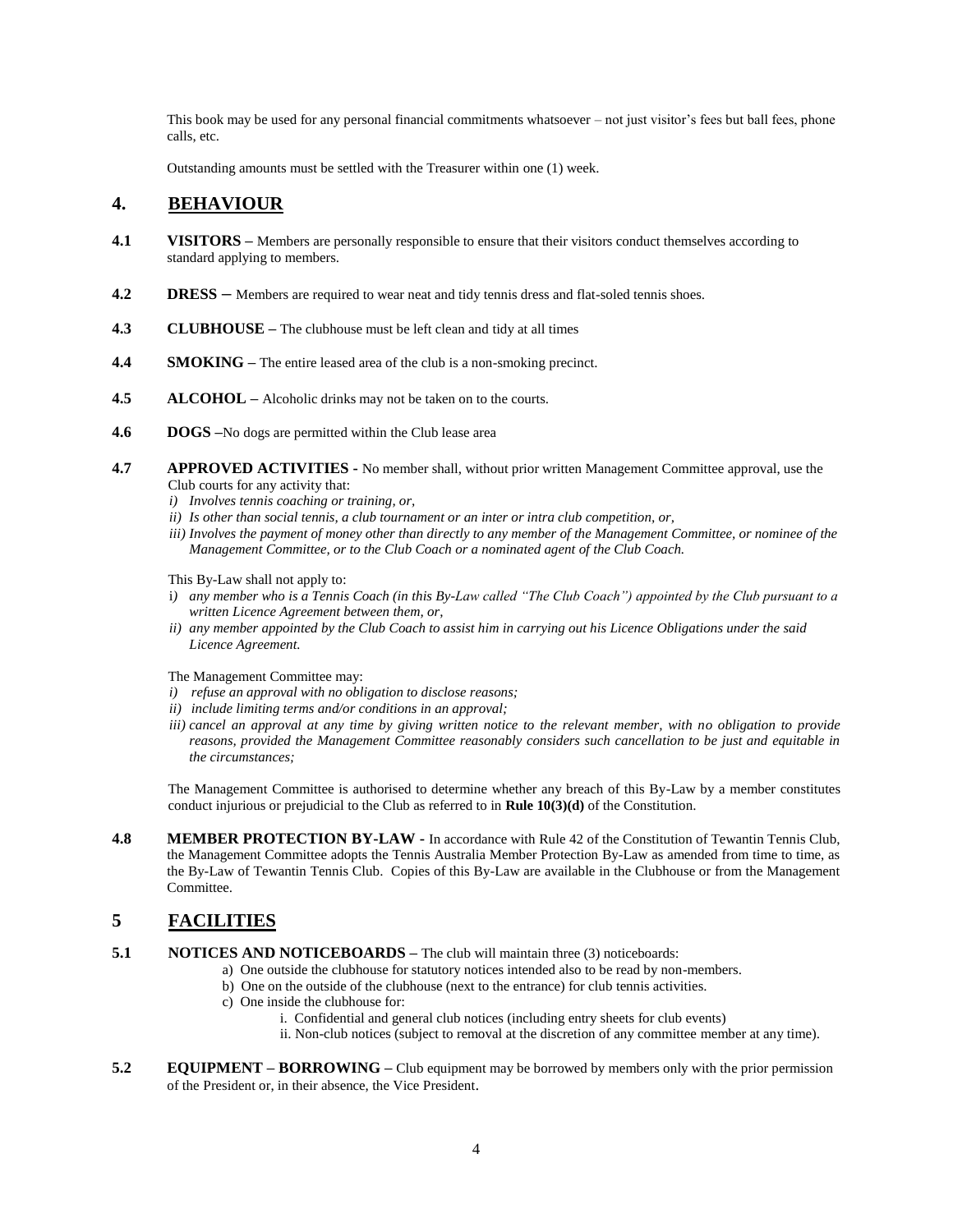This book may be used for any personal financial commitments whatsoever – not just visitor's fees but ball fees, phone calls, etc.

Outstanding amounts must be settled with the Treasurer within one (1) week.

## 4. BEHAVIOUR

**4.1 VISITORS** – Members are personally responsible to ensure that their visitors conduct themselves according to standard applying to members.

**4.2 DRESS** – Members are required to wear neat and tidy tennis dress and flat-soled tennis shoes.

**4.3 CLUBHOUSE** – The clubhouse must be left clean and tidy at all times

**4.4 SMOKING** – The entire leased area of the club is a non-smoking precinct.

**4.5 ALCOHOL** – Alcoholic drinks may not be taken on to the courts.

**4.6 DOGS** –No dogs are permitted within the Club lease area

**4.7 APPROVED ACTIVITIES** - No member shall, without prior written Management Committee approval, use the Club courts for any activity that:

*i) Involves tennis coaching or training, or,*
*ii) Is other than social tennis, a club tournament or an inter or intra club competition, or,*
*iii) Involves the payment of money other than directly to any member of the Management Committee, or nominee of the Management Committee, or to the Club Coach or a nominated agent of the Club Coach.*

This By-Law shall not apply to:

i*) any member who is a Tennis Coach (in this By-Law called "The Club Coach") appointed by the Club pursuant to a written Licence Agreement between them, or,*
*ii) any member appointed by the Club Coach to assist him in carrying out his Licence Obligations under the said Licence Agreement.*

The Management Committee may:

*i) refuse an approval with no obligation to disclose reasons;*
*ii) include limiting terms and/or conditions in an approval;*
*iii) cancel an approval at any time by giving written notice to the relevant member, with no obligation to provide reasons, provided the Management Committee reasonably considers such cancellation to be just and equitable in the circumstances;*

The Management Committee is authorised to determine whether any breach of this By-Law by a member constitutes conduct injurious or prejudicial to the Club as referred to in **Rule 10(3)(d)** of the Constitution.

**4.8 MEMBER PROTECTION BY-LAW** - In accordance with Rule 42 of the Constitution of Tewantin Tennis Club, the Management Committee adopts the Tennis Australia Member Protection By-Law as amended from time to time, as the By-Law of Tewantin Tennis Club. Copies of this By-Law are available in the Clubhouse or from the Management Committee.

## 5 FACILITIES

**5.1 NOTICES AND NOTICEBOARDS** – The club will maintain three (3) noticeboards:

a) One outside the clubhouse for statutory notices intended also to be read by non-members.
b) One on the outside of the clubhouse (next to the entrance) for club tennis activities.
c) One inside the clubhouse for:
    i. Confidential and general club notices (including entry sheets for club events)
    ii. Non-club notices (subject to removal at the discretion of any committee member at any time).

**5.2 EQUIPMENT – BORROWING** – Club equipment may be borrowed by members only with the prior permission of the President or, in their absence, the Vice President.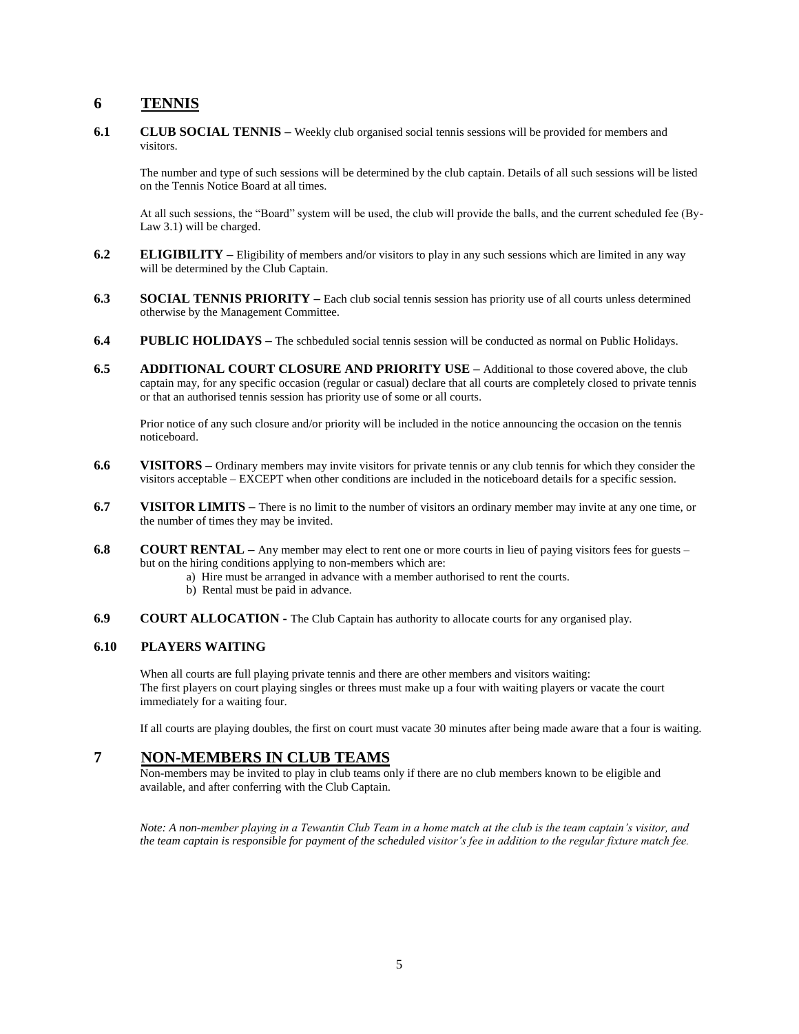## 6 TENNIS

**6.1 CLUB SOCIAL TENNIS –** Weekly club organised social tennis sessions will be provided for members and visitors.

The number and type of such sessions will be determined by the club captain. Details of all such sessions will be listed on the Tennis Notice Board at all times.

At all such sessions, the "Board" system will be used, the club will provide the balls, and the current scheduled fee (By-Law 3.1) will be charged.

**6.2 ELIGIBILITY –** Eligibility of members and/or visitors to play in any such sessions which are limited in any way will be determined by the Club Captain.

**6.3 SOCIAL TENNIS PRIORITY –** Each club social tennis session has priority use of all courts unless determined otherwise by the Management Committee.

**6.4 PUBLIC HOLIDAYS –** The schbeduled social tennis session will be conducted as normal on Public Holidays.

**6.5 ADDITIONAL COURT CLOSURE AND PRIORITY USE –** Additional to those covered above, the club captain may, for any specific occasion (regular or casual) declare that all courts are completely closed to private tennis or that an authorised tennis session has priority use of some or all courts.

Prior notice of any such closure and/or priority will be included in the notice announcing the occasion on the tennis noticeboard.

**6.6 VISITORS –** Ordinary members may invite visitors for private tennis or any club tennis for which they consider the visitors acceptable – EXCEPT when other conditions are included in the noticeboard details for a specific session.

**6.7 VISITOR LIMITS –** There is no limit to the number of visitors an ordinary member may invite at any one time, or the number of times they may be invited.

**6.8 COURT RENTAL –** Any member may elect to rent one or more courts in lieu of paying visitors fees for guests – but on the hiring conditions applying to non-members which are:

a) Hire must be arranged in advance with a member authorised to rent the courts.
b) Rental must be paid in advance.

**6.9 COURT ALLOCATION -** The Club Captain has authority to allocate courts for any organised play.

**6.10 PLAYERS WAITING**

When all courts are full playing private tennis and there are other members and visitors waiting:
The first players on court playing singles or threes must make up a four with waiting players or vacate the court immediately for a waiting four.

If all courts are playing doubles, the first on court must vacate 30 minutes after being made aware that a four is waiting.

## 7 NON-MEMBERS IN CLUB TEAMS

Non-members may be invited to play in club teams only if there are no club members known to be eligible and available, and after conferring with the Club Captain.

*Note: A non-member playing in a Tewantin Club Team in a home match at the club is the team captain's visitor, and the team captain is responsible for payment of the scheduled visitor's fee in addition to the regular fixture match fee.*